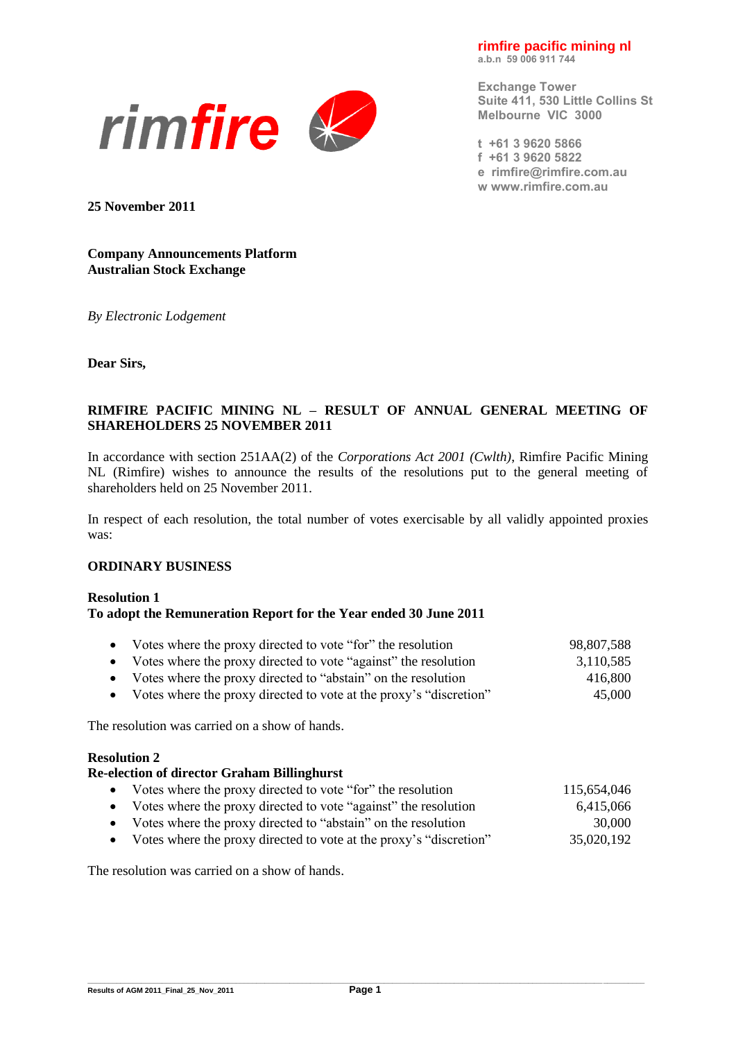**rimfire pacific mining nl**
a.b.n 59 006 911 744

Exchange Tower
Suite 411, 530 Little Collins St
Melbourne VIC 3000

t +61 3 9620 5866
f +61 3 9620 5822
e rimfire@rimfire.com.au
w www.rimfire.com.au

**25 November 2011**

**Company Announcements Platform**
**Australian Stock Exchange**

*By Electronic Lodgement*

**Dear Sirs,**

**RIMFIRE PACIFIC MINING NL – RESULT OF ANNUAL GENERAL MEETING OF SHAREHOLDERS 25 NOVEMBER 2011**

In accordance with section 251AA(2) of the *Corporations Act 2001 (Cwlth)*, Rimfire Pacific Mining NL (Rimfire) wishes to announce the results of the resolutions put to the general meeting of shareholders held on 25 November 2011.

In respect of each resolution, the total number of votes exercisable by all validly appointed proxies was:

**ORDINARY BUSINESS**

**Resolution 1**
**To adopt the Remuneration Report for the Year ended 30 June 2011**

- Votes where the proxy directed to vote "for" the resolution 98,807,588
- Votes where the proxy directed to vote "against" the resolution 3,110,585
- Votes where the proxy directed to "abstain" on the resolution 416,800
- Votes where the proxy directed to vote at the proxy's "discretion" 45,000

The resolution was carried on a show of hands.

**Resolution 2**
**Re-election of director Graham Billinghurst**

- Votes where the proxy directed to vote "for" the resolution 115,654,046
- Votes where the proxy directed to vote "against" the resolution 6,415,066
- Votes where the proxy directed to "abstain" on the resolution 30,000
- Votes where the proxy directed to vote at the proxy's "discretion" 35,020,192

The resolution was carried on a show of hands.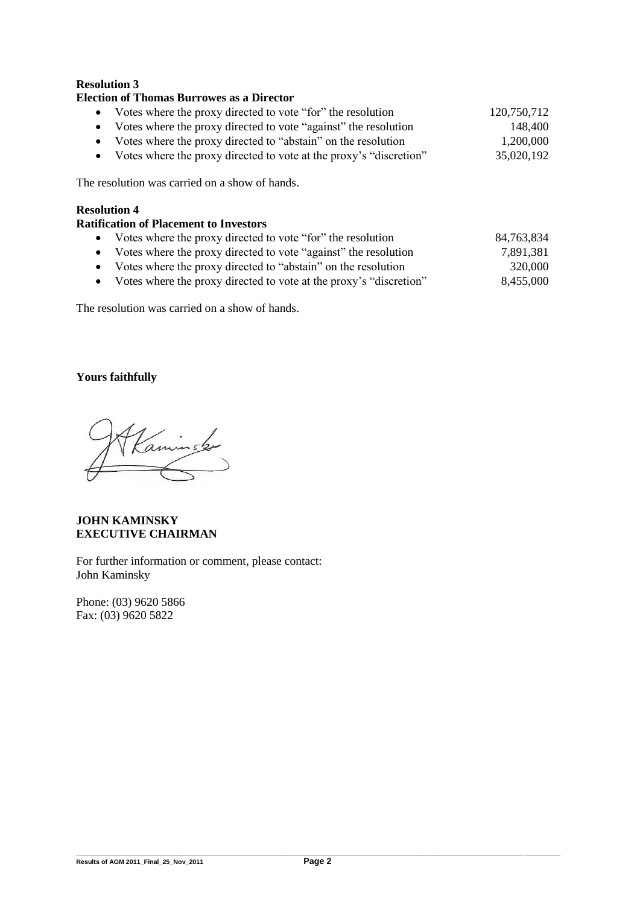**Resolution 3**
**Election of Thomas Burrowes as a Director**

- Votes where the proxy directed to vote "for" the resolution 120,750,712
- Votes where the proxy directed to vote "against" the resolution 148,400
- Votes where the proxy directed to "abstain" on the resolution 1,200,000
- Votes where the proxy directed to vote at the proxy's "discretion" 35,020,192

The resolution was carried on a show of hands.

**Resolution 4**
**Ratification of Placement to Investors**

- Votes where the proxy directed to vote "for" the resolution 84,763,834
- Votes where the proxy directed to vote "against" the resolution 7,891,381
- Votes where the proxy directed to "abstain" on the resolution 320,000
- Votes where the proxy directed to vote at the proxy's "discretion" 8,455,000

The resolution was carried on a show of hands.

**Yours faithfully**

**JOHN KAMINSKY**
**EXECUTIVE CHAIRMAN**

For further information or comment, please contact:
John Kaminsky

Phone: (03) 9620 5866
Fax: (03) 9620 5822